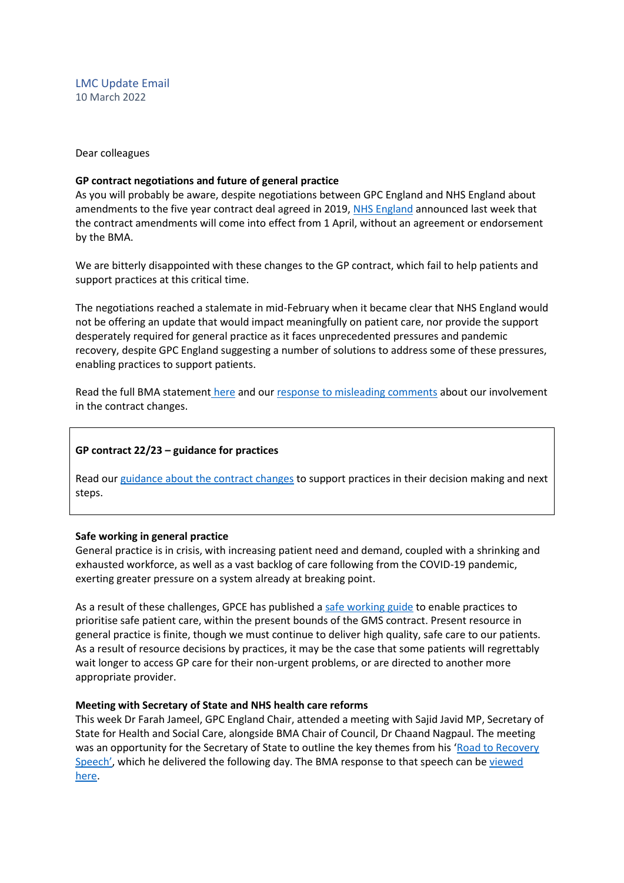LMC Update Email
10 March 2022

Dear colleagues

**GP contract negotiations and future of general practice**

As you will probably be aware, despite negotiations between GPC England and NHS England about amendments to the five year contract deal agreed in 2019, NHS England announced last week that the contract amendments will come into effect from 1 April, without an agreement or endorsement by the BMA.

We are bitterly disappointed with these changes to the GP contract, which fail to help patients and support practices at this critical time.

The negotiations reached a stalemate in mid-February when it became clear that NHS England would not be offering an update that would impact meaningfully on patient care, nor provide the support desperately required for general practice as it faces unprecedented pressures and pandemic recovery, despite GPC England suggesting a number of solutions to address some of these pressures, enabling practices to support patients.

Read the full BMA statement here and our response to misleading comments about our involvement in the contract changes.

**GP contract 22/23 – guidance for practices**

Read our guidance about the contract changes to support practices in their decision making and next steps.

**Safe working in general practice**

General practice is in crisis, with increasing patient need and demand, coupled with a shrinking and exhausted workforce, as well as a vast backlog of care following from the COVID-19 pandemic, exerting greater pressure on a system already at breaking point.

As a result of these challenges, GPCE has published a safe working guide to enable practices to prioritise safe patient care, within the present bounds of the GMS contract. Present resource in general practice is finite, though we must continue to deliver high quality, safe care to our patients. As a result of resource decisions by practices, it may be the case that some patients will regrettably wait longer to access GP care for their non-urgent problems, or are directed to another more appropriate provider.

**Meeting with Secretary of State and NHS health care reforms**

This week Dr Farah Jameel, GPC England Chair, attended a meeting with Sajid Javid MP, Secretary of State for Health and Social Care, alongside BMA Chair of Council, Dr Chaand Nagpaul. The meeting was an opportunity for the Secretary of State to outline the key themes from his 'Road to Recovery Speech', which he delivered the following day. The BMA response to that speech can be viewed here.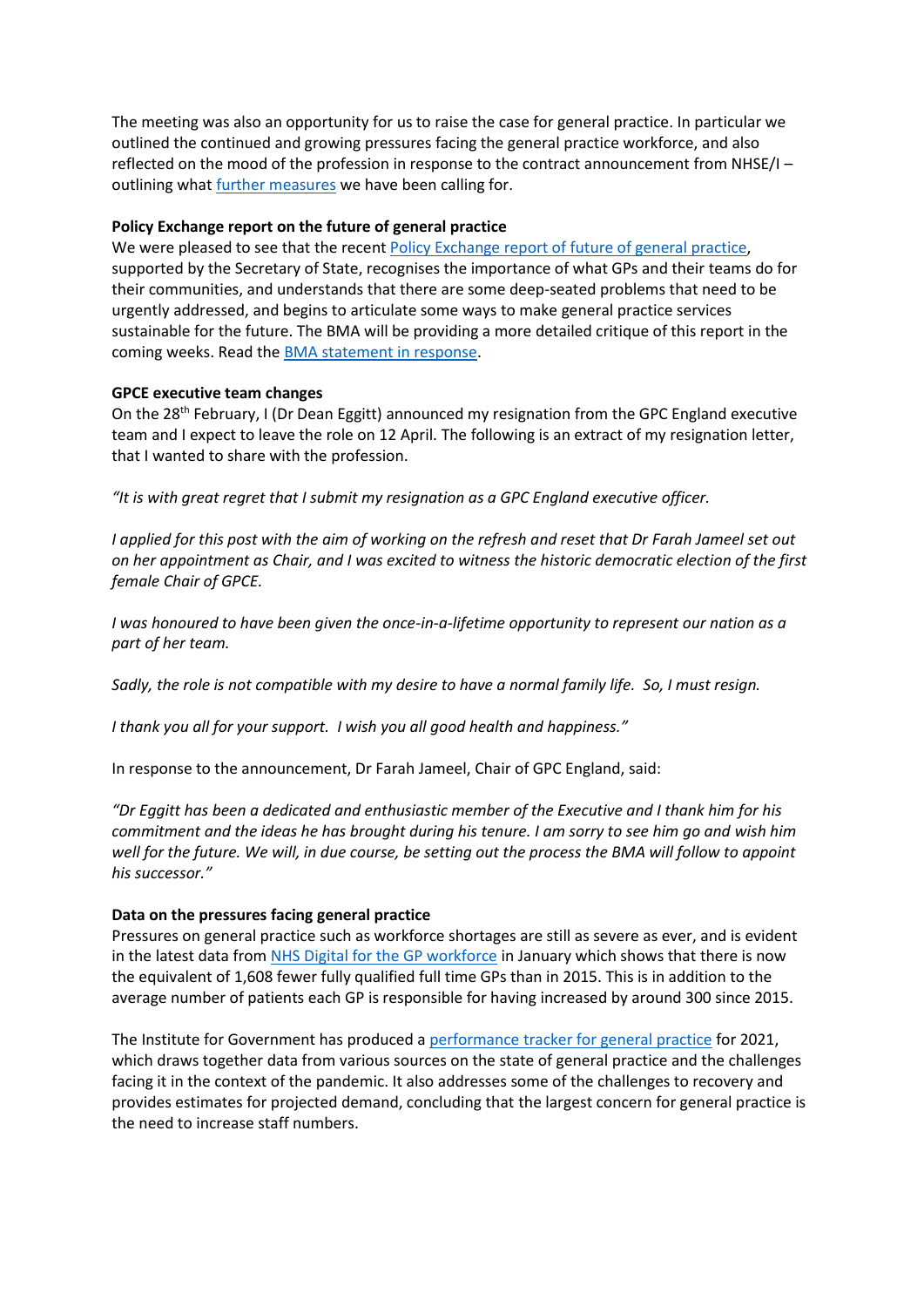The meeting was also an opportunity for us to raise the case for general practice. In particular we outlined the continued and growing pressures facing the general practice workforce, and also reflected on the mood of the profession in response to the contract announcement from NHSE/I – outlining what further measures we have been calling for.

**Policy Exchange report on the future of general practice**

We were pleased to see that the recent Policy Exchange report of future of general practice, supported by the Secretary of State, recognises the importance of what GPs and their teams do for their communities, and understands that there are some deep-seated problems that need to be urgently addressed, and begins to articulate some ways to make general practice services sustainable for the future. The BMA will be providing a more detailed critique of this report in the coming weeks. Read the BMA statement in response.

**GPCE executive team changes**

On the 28th February, I (Dr Dean Eggitt) announced my resignation from the GPC England executive team and I expect to leave the role on 12 April. The following is an extract of my resignation letter, that I wanted to share with the profession.

*"It is with great regret that I submit my resignation as a GPC England executive officer.*

*I applied for this post with the aim of working on the refresh and reset that Dr Farah Jameel set out on her appointment as Chair, and I was excited to witness the historic democratic election of the first female Chair of GPCE.*

*I was honoured to have been given the once-in-a-lifetime opportunity to represent our nation as a part of her team.*

*Sadly, the role is not compatible with my desire to have a normal family life. So, I must resign.*

*I thank you all for your support. I wish you all good health and happiness."*

In response to the announcement, Dr Farah Jameel, Chair of GPC England, said:

*"Dr Eggitt has been a dedicated and enthusiastic member of the Executive and I thank him for his commitment and the ideas he has brought during his tenure. I am sorry to see him go and wish him well for the future. We will, in due course, be setting out the process the BMA will follow to appoint his successor."*

**Data on the pressures facing general practice**

Pressures on general practice such as workforce shortages are still as severe as ever, and is evident in the latest data from NHS Digital for the GP workforce in January which shows that there is now the equivalent of 1,608 fewer fully qualified full time GPs than in 2015. This is in addition to the average number of patients each GP is responsible for having increased by around 300 since 2015.

The Institute for Government has produced a performance tracker for general practice for 2021, which draws together data from various sources on the state of general practice and the challenges facing it in the context of the pandemic. It also addresses some of the challenges to recovery and provides estimates for projected demand, concluding that the largest concern for general practice is the need to increase staff numbers.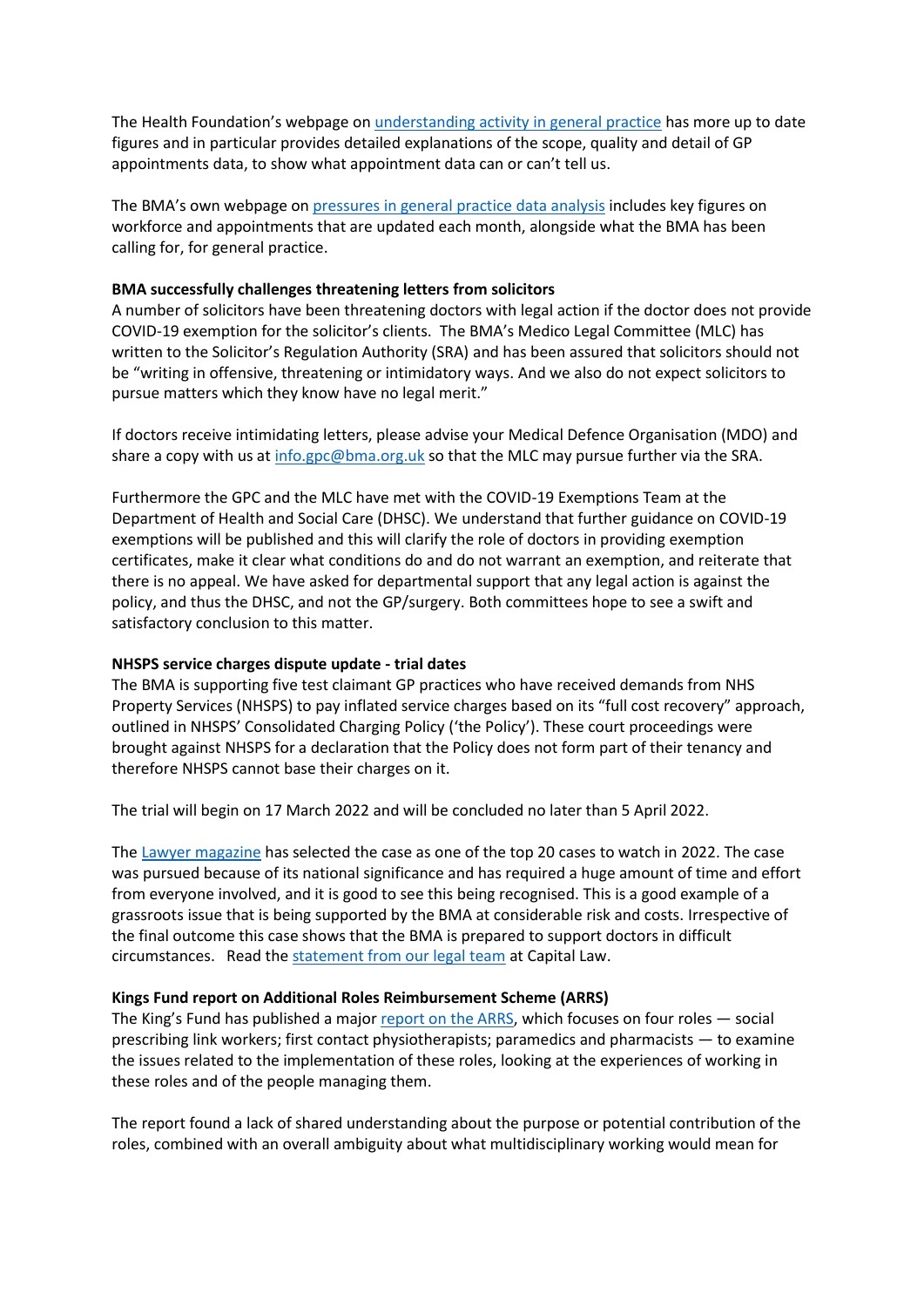The Health Foundation's webpage on understanding activity in general practice has more up to date figures and in particular provides detailed explanations of the scope, quality and detail of GP appointments data, to show what appointment data can or can't tell us.

The BMA's own webpage on pressures in general practice data analysis includes key figures on workforce and appointments that are updated each month, alongside what the BMA has been calling for, for general practice.

**BMA successfully challenges threatening letters from solicitors**

A number of solicitors have been threatening doctors with legal action if the doctor does not provide COVID-19 exemption for the solicitor's clients. The BMA's Medico Legal Committee (MLC) has written to the Solicitor's Regulation Authority (SRA) and has been assured that solicitors should not be "writing in offensive, threatening or intimidatory ways. And we also do not expect solicitors to pursue matters which they know have no legal merit."

If doctors receive intimidating letters, please advise your Medical Defence Organisation (MDO) and share a copy with us at info.gpc@bma.org.uk so that the MLC may pursue further via the SRA.

Furthermore the GPC and the MLC have met with the COVID-19 Exemptions Team at the Department of Health and Social Care (DHSC). We understand that further guidance on COVID-19 exemptions will be published and this will clarify the role of doctors in providing exemption certificates, make it clear what conditions do and do not warrant an exemption, and reiterate that there is no appeal. We have asked for departmental support that any legal action is against the policy, and thus the DHSC, and not the GP/surgery. Both committees hope to see a swift and satisfactory conclusion to this matter.

**NHSPS service charges dispute update - trial dates**

The BMA is supporting five test claimant GP practices who have received demands from NHS Property Services (NHSPS) to pay inflated service charges based on its "full cost recovery" approach, outlined in NHSPS' Consolidated Charging Policy ('the Policy'). These court proceedings were brought against NHSPS for a declaration that the Policy does not form part of their tenancy and therefore NHSPS cannot base their charges on it.

The trial will begin on 17 March 2022 and will be concluded no later than 5 April 2022.

The Lawyer magazine has selected the case as one of the top 20 cases to watch in 2022. The case was pursued because of its national significance and has required a huge amount of time and effort from everyone involved, and it is good to see this being recognised. This is a good example of a grassroots issue that is being supported by the BMA at considerable risk and costs. Irrespective of the final outcome this case shows that the BMA is prepared to support doctors in difficult circumstances. Read the statement from our legal team at Capital Law.

**Kings Fund report on Additional Roles Reimbursement Scheme (ARRS)**

The King's Fund has published a major report on the ARRS, which focuses on four roles — social prescribing link workers; first contact physiotherapists; paramedics and pharmacists — to examine the issues related to the implementation of these roles, looking at the experiences of working in these roles and of the people managing them.

The report found a lack of shared understanding about the purpose or potential contribution of the roles, combined with an overall ambiguity about what multidisciplinary working would mean for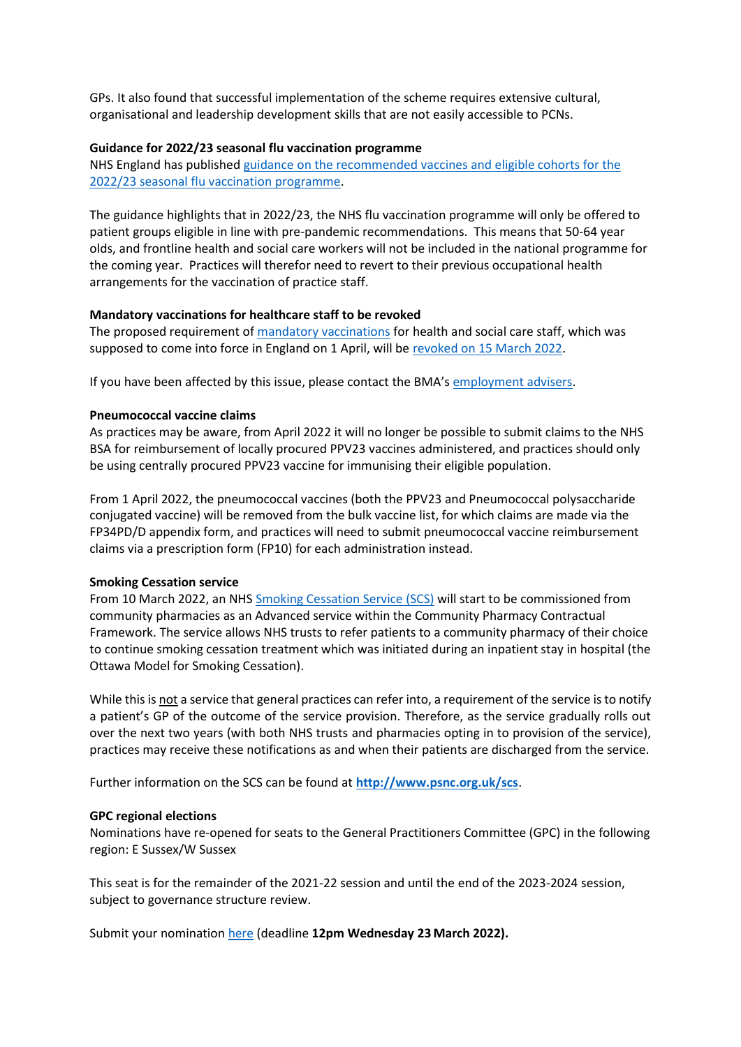GPs. It also found that successful implementation of the scheme requires extensive cultural, organisational and leadership development skills that are not easily accessible to PCNs.

**Guidance for 2022/23 seasonal flu vaccination programme**

NHS England has published guidance on the recommended vaccines and eligible cohorts for the 2022/23 seasonal flu vaccination programme.

The guidance highlights that in 2022/23, the NHS flu vaccination programme will only be offered to patient groups eligible in line with pre-pandemic recommendations. This means that 50-64 year olds, and frontline health and social care workers will not be included in the national programme for the coming year. Practices will therefor need to revert to their previous occupational health arrangements for the vaccination of practice staff.

**Mandatory vaccinations for healthcare staff to be revoked**

The proposed requirement of mandatory vaccinations for health and social care staff, which was supposed to come into force in England on 1 April, will be revoked on 15 March 2022.

If you have been affected by this issue, please contact the BMA's employment advisers.

**Pneumococcal vaccine claims**

As practices may be aware, from April 2022 it will no longer be possible to submit claims to the NHS BSA for reimbursement of locally procured PPV23 vaccines administered, and practices should only be using centrally procured PPV23 vaccine for immunising their eligible population.

From 1 April 2022, the pneumococcal vaccines (both the PPV23 and Pneumococcal polysaccharide conjugated vaccine) will be removed from the bulk vaccine list, for which claims are made via the FP34PD/D appendix form, and practices will need to submit pneumococcal vaccine reimbursement claims via a prescription form (FP10) for each administration instead.

**Smoking Cessation service**

From 10 March 2022, an NHS Smoking Cessation Service (SCS) will start to be commissioned from community pharmacies as an Advanced service within the Community Pharmacy Contractual Framework. The service allows NHS trusts to refer patients to a community pharmacy of their choice to continue smoking cessation treatment which was initiated during an inpatient stay in hospital (the Ottawa Model for Smoking Cessation).

While this is not a service that general practices can refer into, a requirement of the service is to notify a patient's GP of the outcome of the service provision. Therefore, as the service gradually rolls out over the next two years (with both NHS trusts and pharmacies opting in to provision of the service), practices may receive these notifications as and when their patients are discharged from the service.

Further information on the SCS can be found at **http://www.psnc.org.uk/scs**.

**GPC regional elections**

Nominations have re-opened for seats to the General Practitioners Committee (GPC) in the following region: E Sussex/W Sussex

This seat is for the remainder of the 2021-22 session and until the end of the 2023-2024 session, subject to governance structure review.

Submit your nomination here (deadline **12pm Wednesday 23 March 2022).**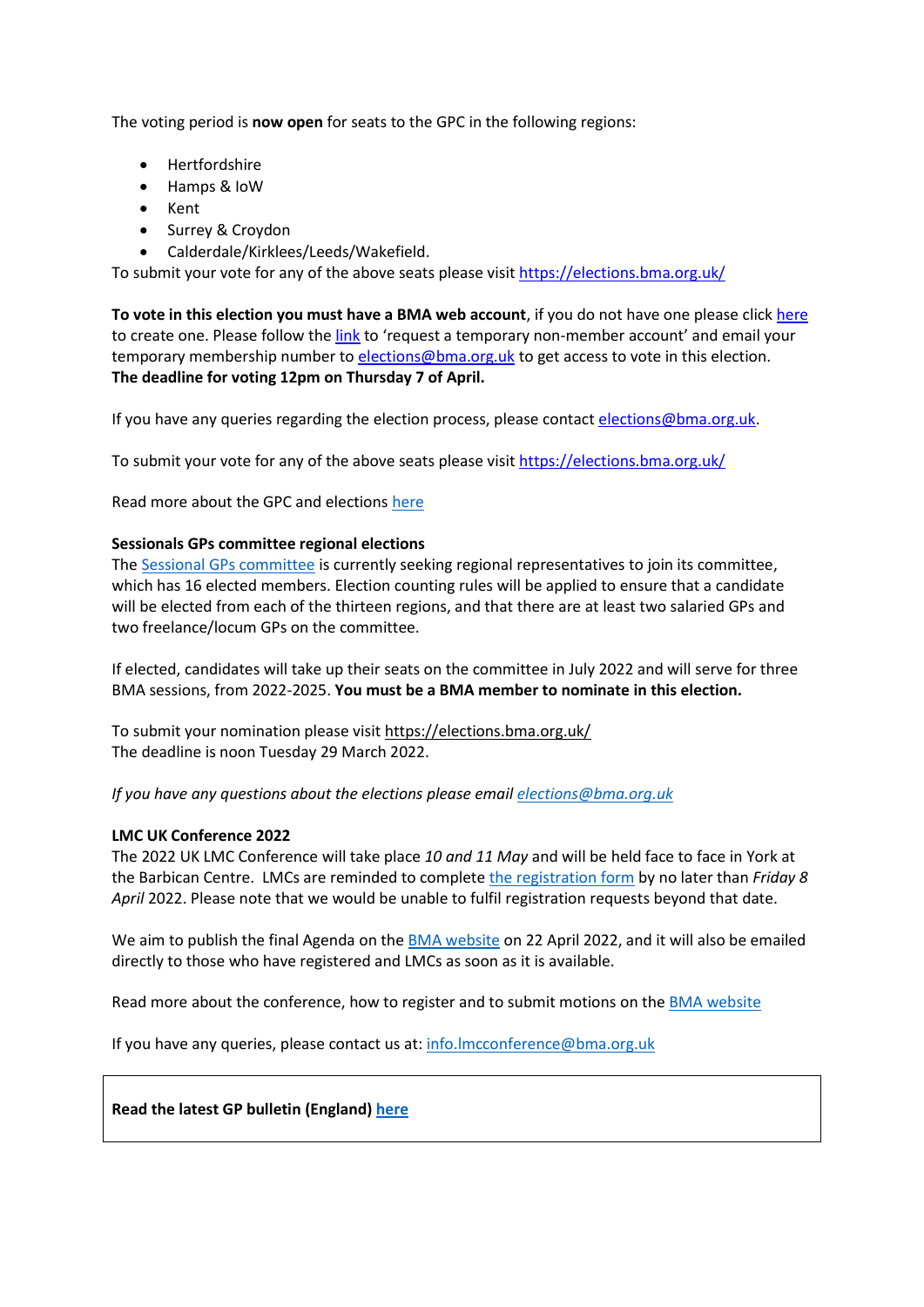The voting period is **now open** for seats to the GPC in the following regions:

- Hertfordshire
- Hamps & IoW
- Kent
- Surrey & Croydon
- Calderdale/Kirklees/Leeds/Wakefield.

To submit your vote for any of the above seats please visit https://elections.bma.org.uk/

**To vote in this election you must have a BMA web account**, if you do not have one please click here to create one. Please follow the link to 'request a temporary non-member account' and email your temporary membership number to elections@bma.org.uk to get access to vote in this election.
**The deadline for voting 12pm on Thursday 7 of April.**

If you have any queries regarding the election process, please contact elections@bma.org.uk.

To submit your vote for any of the above seats please visit https://elections.bma.org.uk/

Read more about the GPC and elections here

**Sessionals GPs committee regional elections**
The Sessional GPs committee is currently seeking regional representatives to join its committee, which has 16 elected members. Election counting rules will be applied to ensure that a candidate will be elected from each of the thirteen regions, and that there are at least two salaried GPs and two freelance/locum GPs on the committee.

If elected, candidates will take up their seats on the committee in July 2022 and will serve for three BMA sessions, from 2022-2025. **You must be a BMA member to nominate in this election.**

To submit your nomination please visit https://elections.bma.org.uk/
The deadline is noon Tuesday 29 March 2022.

*If you have any questions about the elections please email elections@bma.org.uk*

**LMC UK Conference 2022**
The 2022 UK LMC Conference will take place *10 and 11 May* and will be held face to face in York at the Barbican Centre. LMCs are reminded to complete the registration form by no later than *Friday 8 April* 2022. Please note that we would be unable to fulfil registration requests beyond that date.

We aim to publish the final Agenda on the BMA website on 22 April 2022, and it will also be emailed directly to those who have registered and LMCs as soon as it is available.

Read more about the conference, how to register and to submit motions on the BMA website

If you have any queries, please contact us at: info.lmcconference@bma.org.uk

**Read the latest GP bulletin (England) here**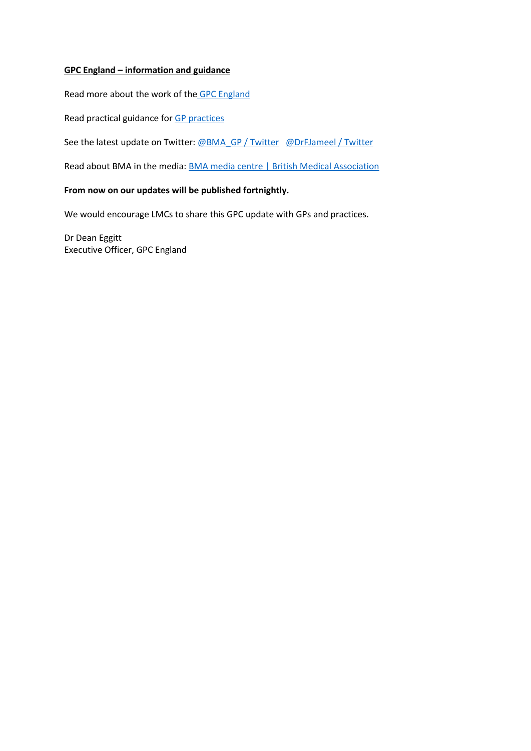**<u>GPC England – information and guidance</u>**

Read more about the work of the GPC England

Read practical guidance for GP practices

See the latest update on Twitter: @BMA_GP / Twitter   @DrFJameel / Twitter

Read about BMA in the media: BMA media centre | British Medical Association

**From now on our updates will be published fortnightly.**

We would encourage LMCs to share this GPC update with GPs and practices.

Dr Dean Eggitt  
Executive Officer, GPC England